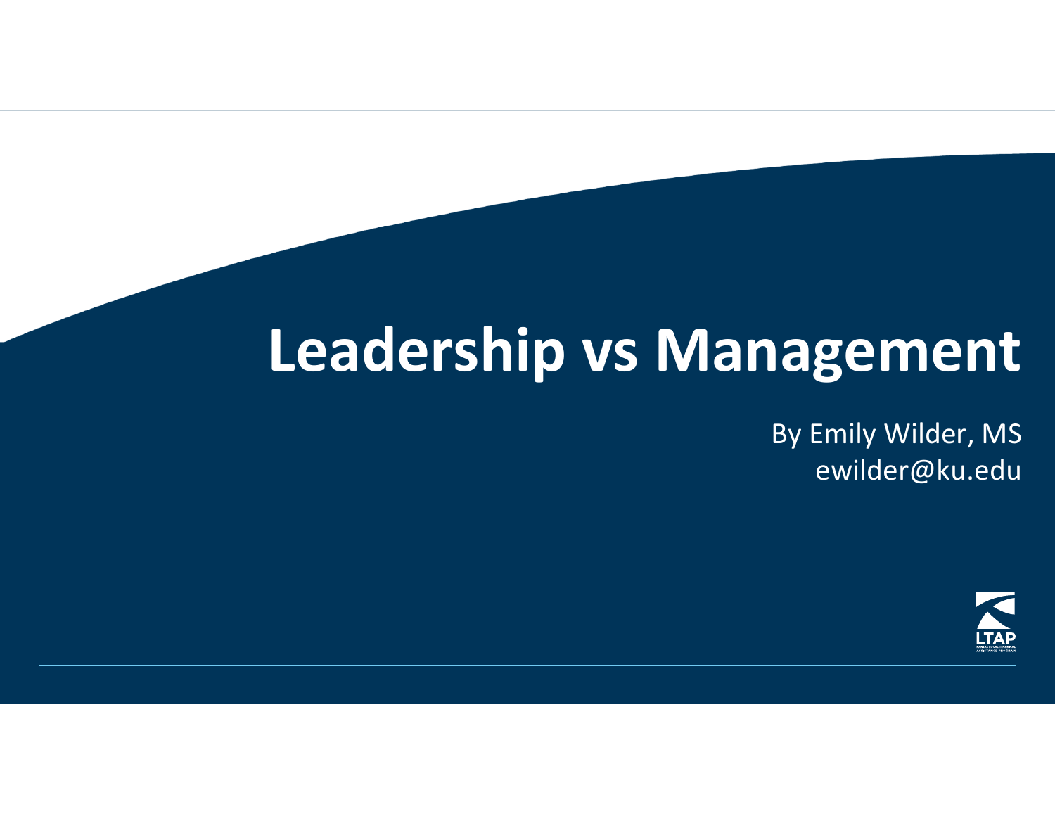# Leadership vs Management

By Emily Wilder, MS
ewilder@ku.edu

LTAP
KANSAS LOCAL TECHNICAL ASSISTANCE PROGRAM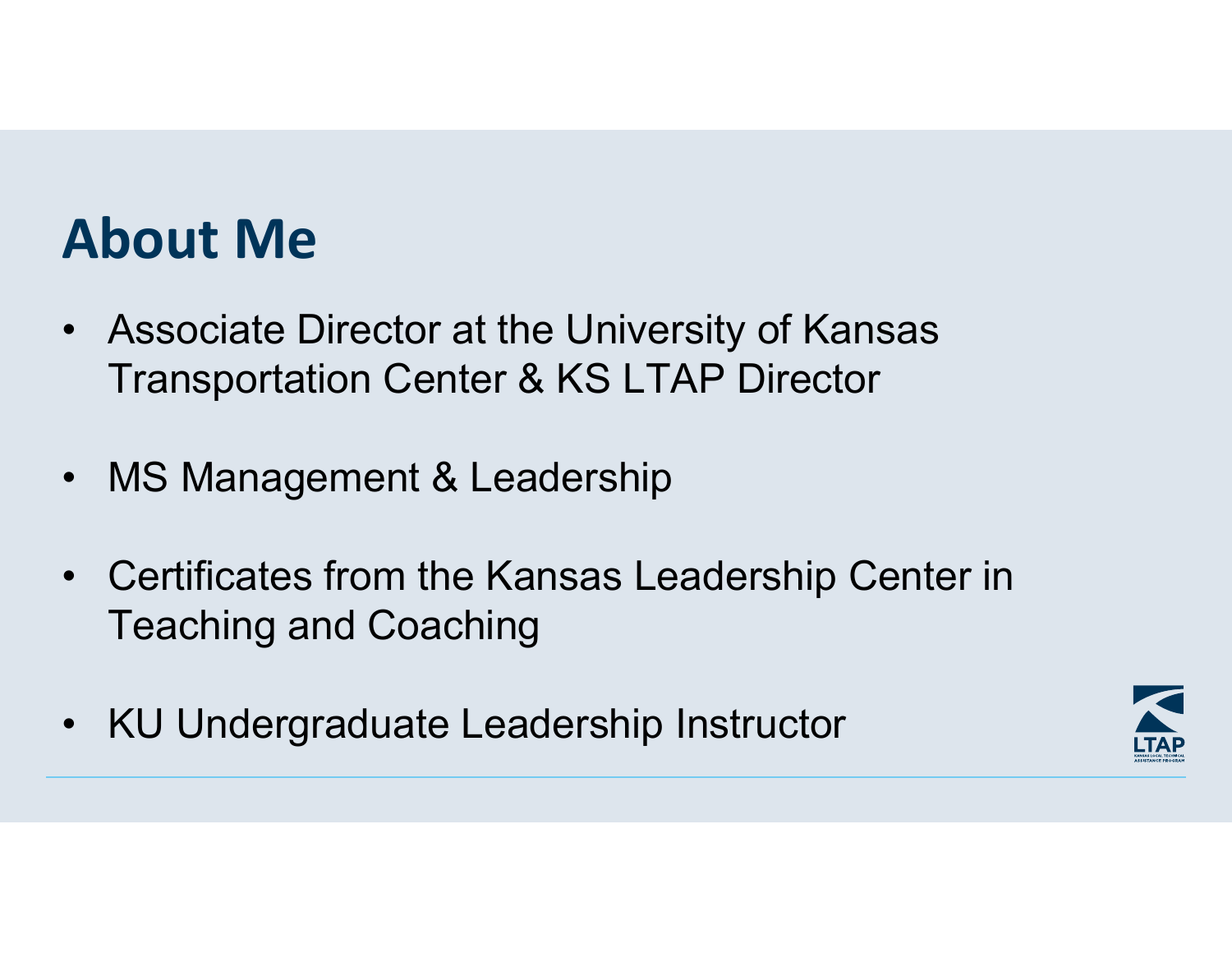# About Me

- Associate Director at the University of Kansas Transportation Center & KS LTAP Director
- MS Management & Leadership
- Certificates from the Kansas Leadership Center in Teaching and Coaching
- KU Undergraduate Leadership Instructor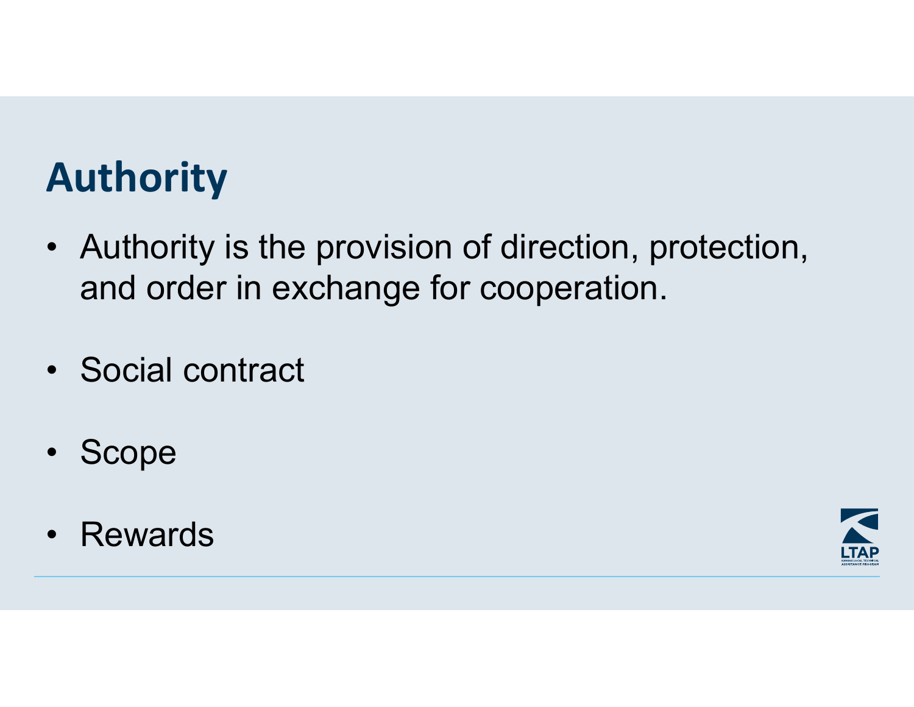# Authority

- Authority is the provision of direction, protection, and order in exchange for cooperation.
- Social contract
- Scope
- Rewards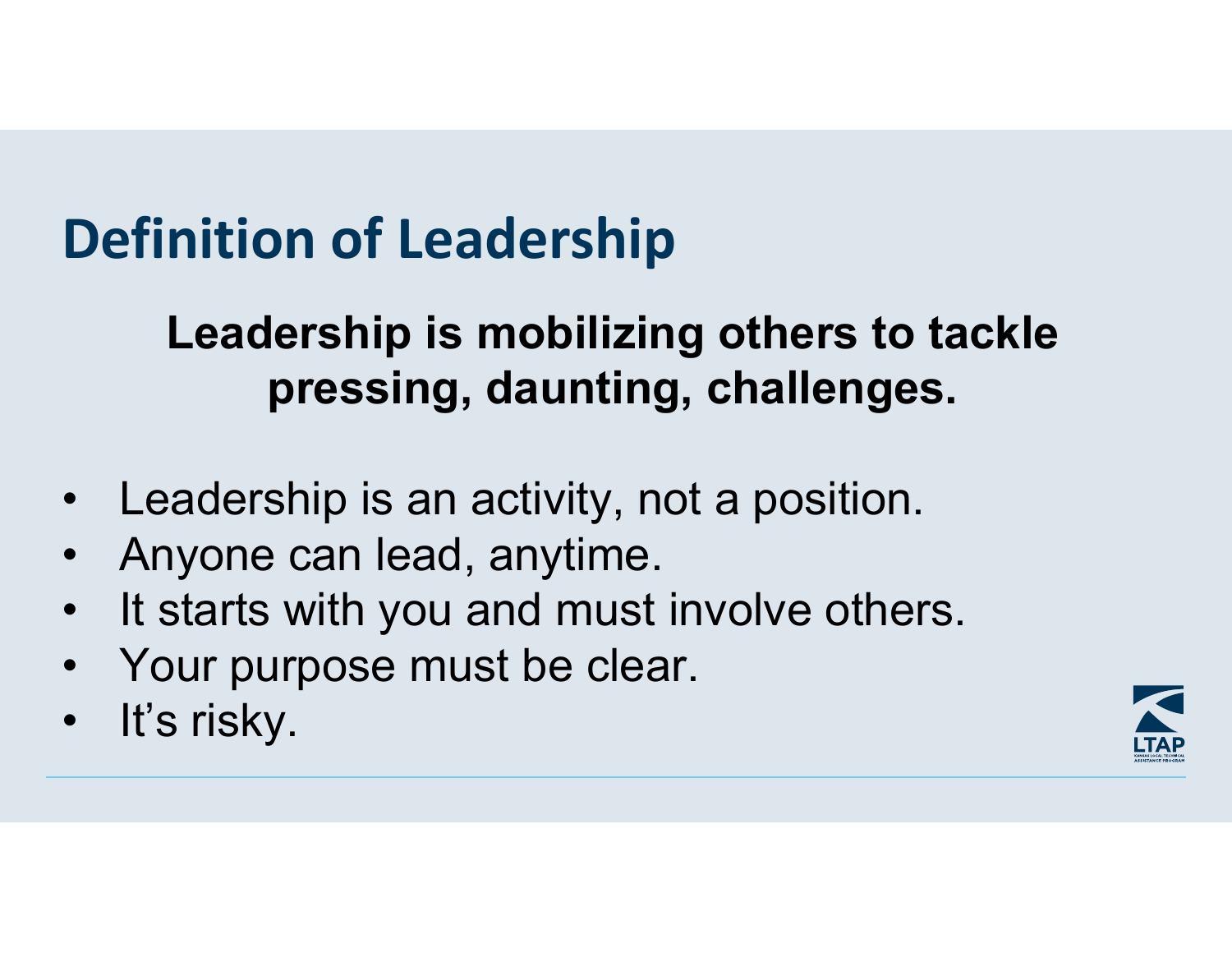# Definition of Leadership

**Leadership is mobilizing others to tackle pressing, daunting, challenges.**

- Leadership is an activity, not a position.
- Anyone can lead, anytime.
- It starts with you and must involve others.
- Your purpose must be clear.
- It's risky.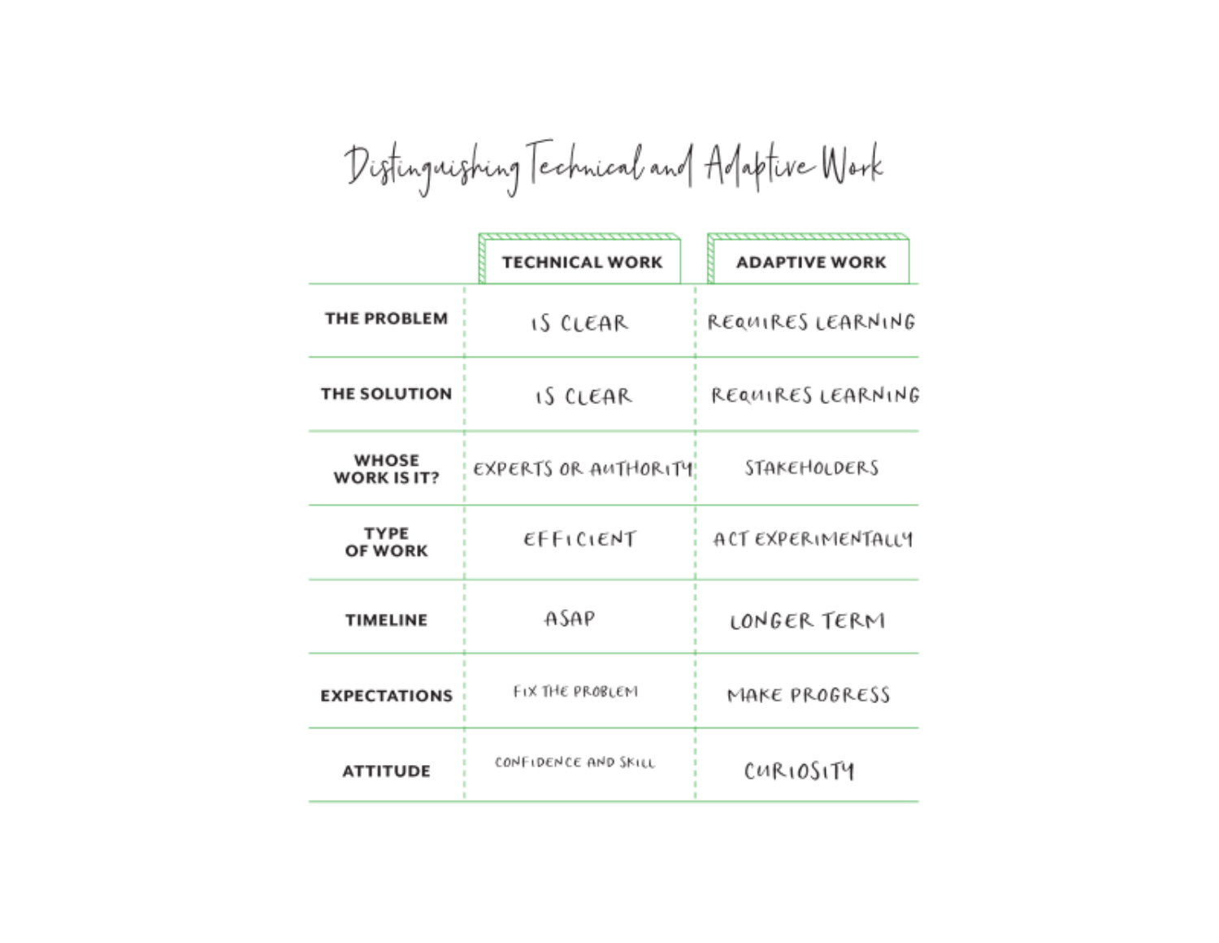# Distinguishing Technical and Adaptive Work

| | TECHNICAL WORK | ADAPTIVE WORK |
| --- | --- | --- |
| THE PROBLEM | IS CLEAR | REQUIRES LEARNING |
| THE SOLUTION | IS CLEAR | REQUIRES LEARNING |
| WHOSE WORK IS IT? | EXPERTS OR AUTHORITY | STAKEHOLDERS |
| TYPE OF WORK | EFFICIENT | ACT EXPERIMENTALLY |
| TIMELINE | ASAP | LONGER TERM |
| EXPECTATIONS | FIX THE PROBLEM | MAKE PROGRESS |
| ATTITUDE | CONFIDENCE AND SKILL | CURIOSITY |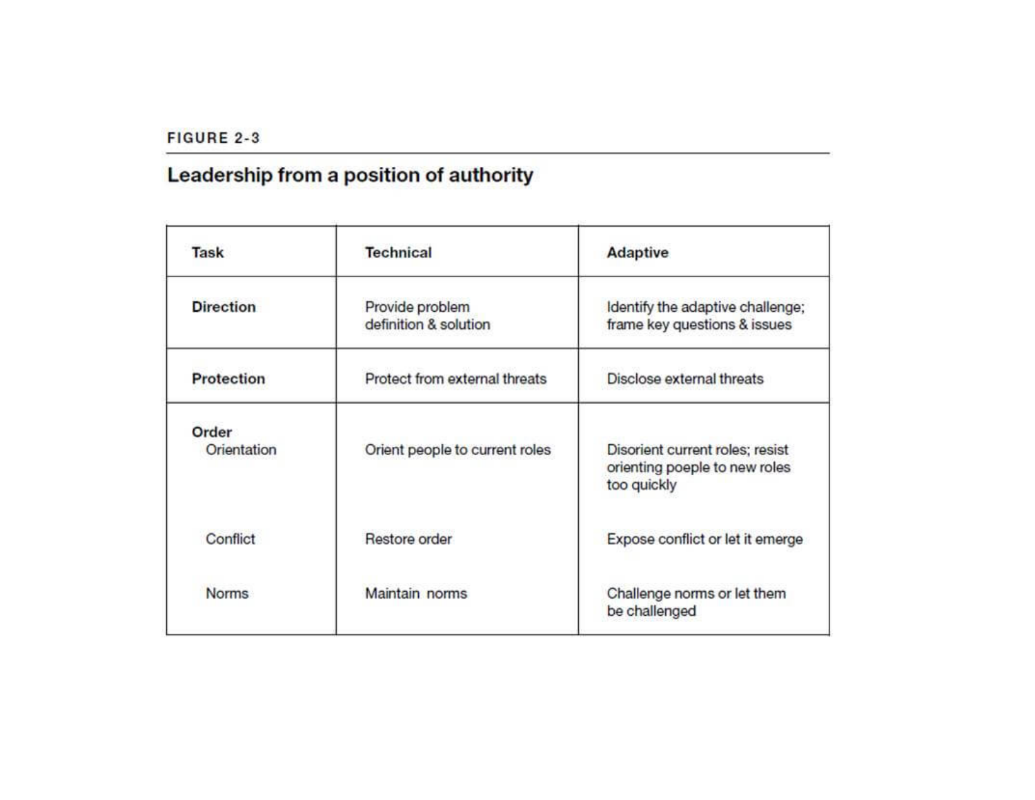FIGURE 2-3

## Leadership from a position of authority

| Task | Technical | Adaptive |
| --- | --- | --- |
| **Direction** | Provide problem definition & solution | Identify the adaptive challenge; frame key questions & issues |
| **Protection** | Protect from external threats | Disclose external threats |
| **Order** | | |
| Orientation | Orient people to current roles | Disorient current roles; resist orienting poeple to new roles too quickly |
| Conflict | Restore order | Expose conflict or let it emerge |
| Norms | Maintain norms | Challenge norms or let them be challenged |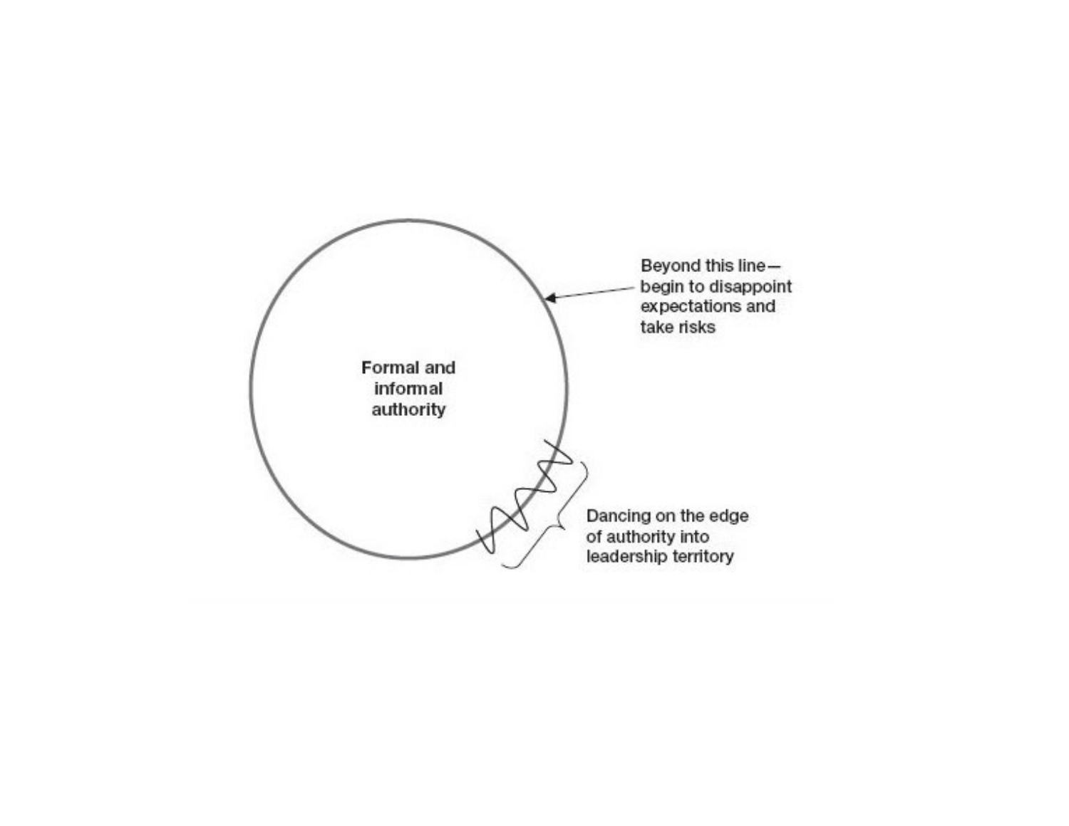Formal and informal authority

Beyond this line—begin to disappoint expectations and take risks

Dancing on the edge of authority into leadership territory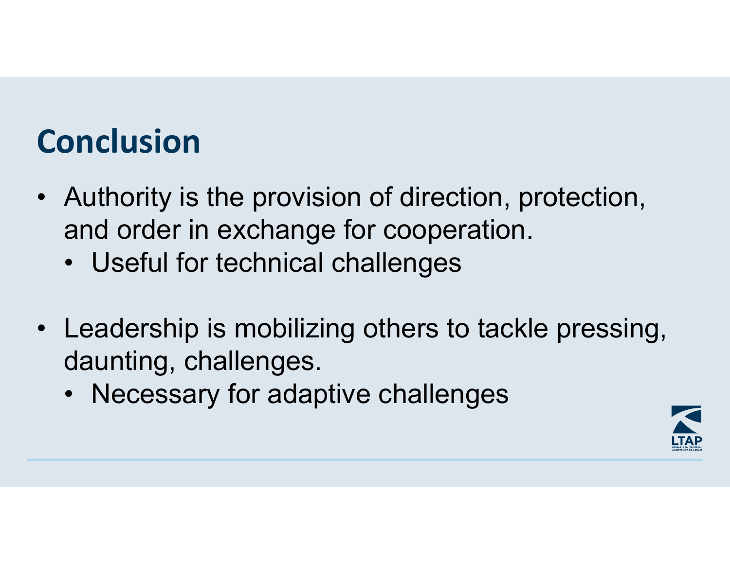# Conclusion

- Authority is the provision of direction, protection, and order in exchange for cooperation.
  - Useful for technical challenges
- Leadership is mobilizing others to tackle pressing, daunting, challenges.
  - Necessary for adaptive challenges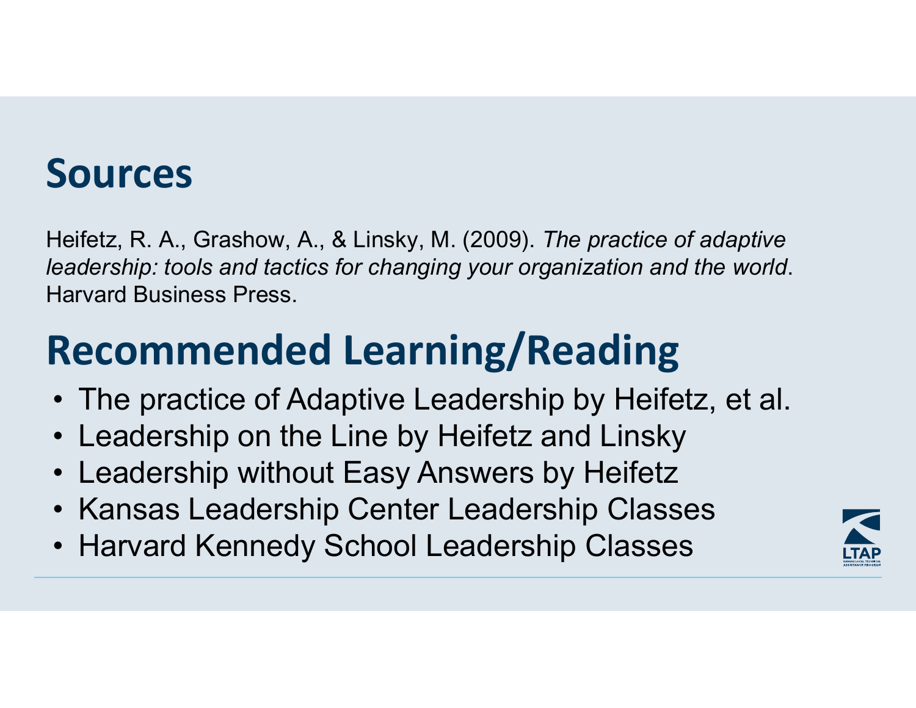# Sources

Heifetz, R. A., Grashow, A., & Linsky, M. (2009). *The practice of adaptive leadership: tools and tactics for changing your organization and the world*. Harvard Business Press.

# Recommended Learning/Reading

- The practice of Adaptive Leadership by Heifetz, et al.
- Leadership on the Line by Heifetz and Linsky
- Leadership without Easy Answers by Heifetz
- Kansas Leadership Center Leadership Classes
- Harvard Kennedy School Leadership Classes